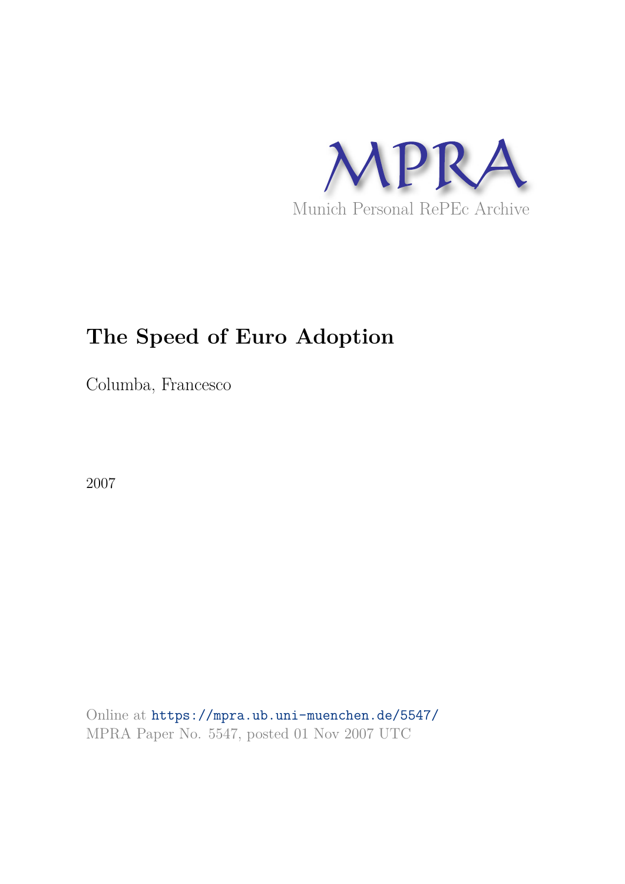MPRA

Munich Personal RePEc Archive

# The Speed of Euro Adoption

Columba, Francesco

2007

Online at https://mpra.ub.uni-muenchen.de/5547/
MPRA Paper No. 5547, posted 01 Nov 2007 UTC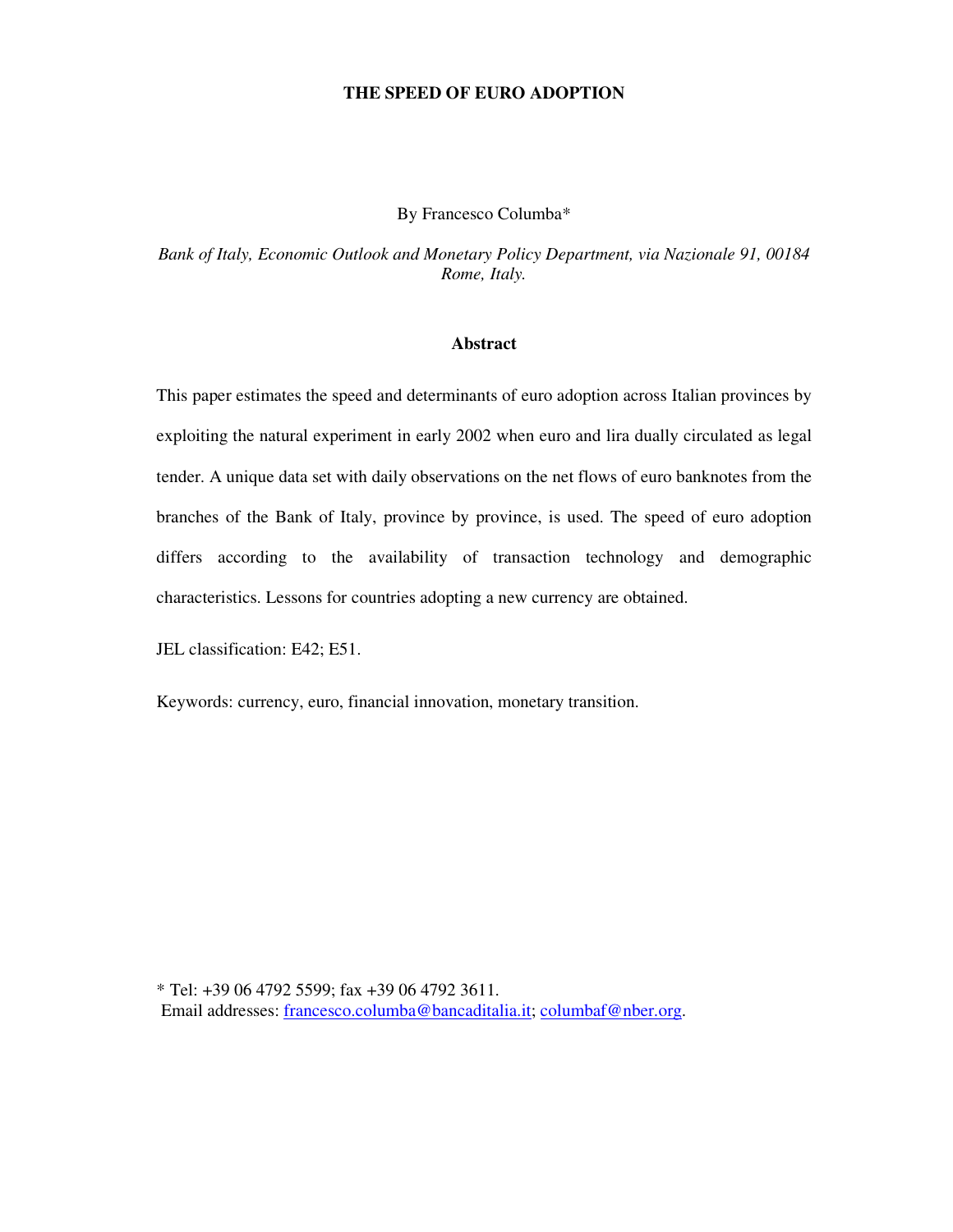# THE SPEED OF EURO ADOPTION

By Francesco Columba*

*Bank of Italy, Economic Outlook and Monetary Policy Department, via Nazionale 91, 00184 Rome, Italy.*

## Abstract

This paper estimates the speed and determinants of euro adoption across Italian provinces by exploiting the natural experiment in early 2002 when euro and lira dually circulated as legal tender. A unique data set with daily observations on the net flows of euro banknotes from the branches of the Bank of Italy, province by province, is used. The speed of euro adoption differs according to the availability of transaction technology and demographic characteristics. Lessons for countries adopting a new currency are obtained.

JEL classification: E42; E51.

Keywords: currency, euro, financial innovation, monetary transition.

\* Tel: +39 06 4792 5599; fax +39 06 4792 3611.
Email addresses: francesco.columba@bancaditalia.it; columbaf@nber.org.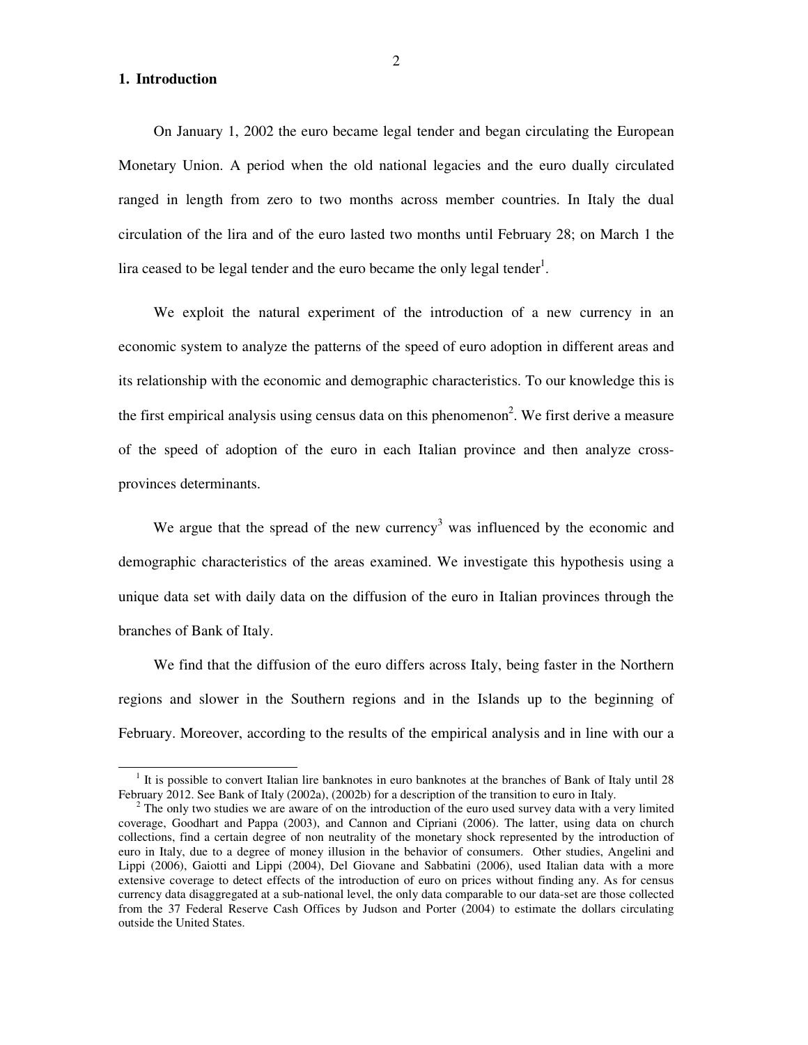## 1. Introduction

On January 1, 2002 the euro became legal tender and began circulating the European Monetary Union. A period when the old national legacies and the euro dually circulated ranged in length from zero to two months across member countries. In Italy the dual circulation of the lira and of the euro lasted two months until February 28; on March 1 the lira ceased to be legal tender and the euro became the only legal tender[1].

We exploit the natural experiment of the introduction of a new currency in an economic system to analyze the patterns of the speed of euro adoption in different areas and its relationship with the economic and demographic characteristics. To our knowledge this is the first empirical analysis using census data on this phenomenon[2]. We first derive a measure of the speed of adoption of the euro in each Italian province and then analyze cross-provinces determinants.

We argue that the spread of the new currency[3] was influenced by the economic and demographic characteristics of the areas examined. We investigate this hypothesis using a unique data set with daily data on the diffusion of the euro in Italian provinces through the branches of Bank of Italy.

We find that the diffusion of the euro differs across Italy, being faster in the Northern regions and slower in the Southern regions and in the Islands up to the beginning of February. Moreover, according to the results of the empirical analysis and in line with our a

---

[1] It is possible to convert Italian lire banknotes in euro banknotes at the branches of Bank of Italy until 28 February 2012. See Bank of Italy (2002a), (2002b) for a description of the transition to euro in Italy.

[2] The only two studies we are aware of on the introduction of the euro used survey data with a very limited coverage, Goodhart and Pappa (2003), and Cannon and Cipriani (2006). The latter, using data on church collections, find a certain degree of non neutrality of the monetary shock represented by the introduction of euro in Italy, due to a degree of money illusion in the behavior of consumers. Other studies, Angelini and Lippi (2006), Gaiotti and Lippi (2004), Del Giovane and Sabbatini (2006), used Italian data with a more extensive coverage to detect effects of the introduction of euro on prices without finding any. As for census currency data disaggregated at a sub-national level, the only data comparable to our data-set are those collected from the 37 Federal Reserve Cash Offices by Judson and Porter (2004) to estimate the dollars circulating outside the United States.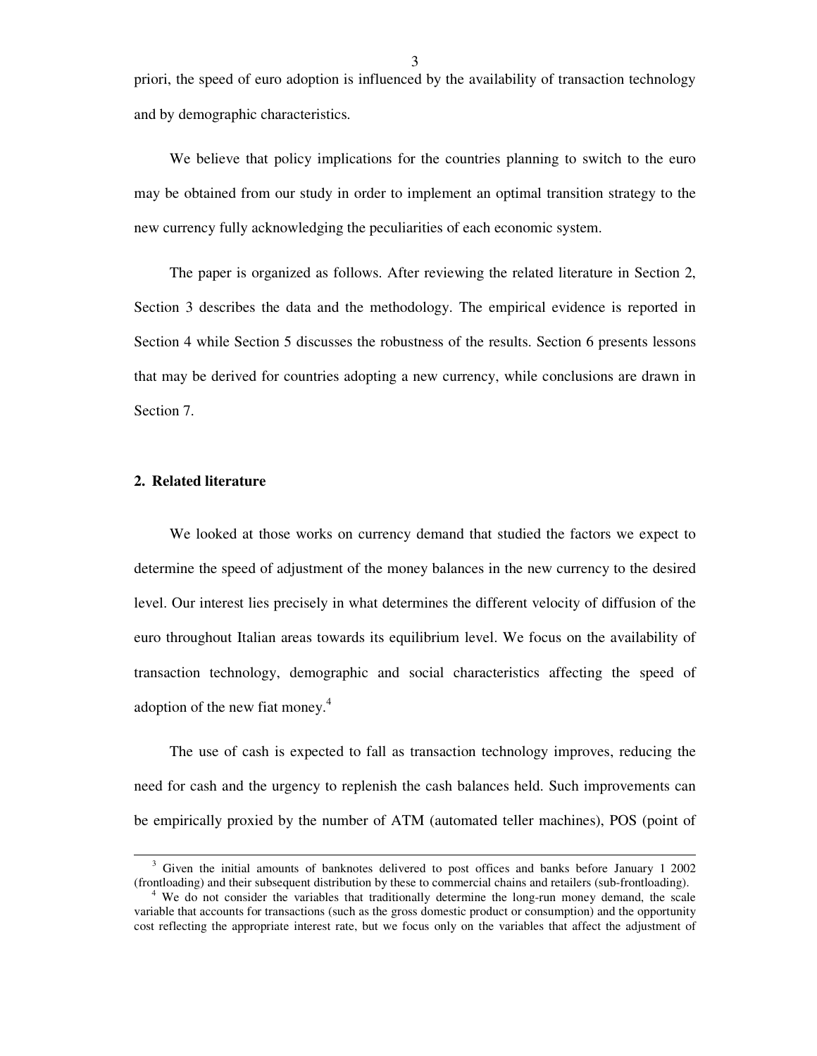priori, the speed of euro adoption is influenced by the availability of transaction technology and by demographic characteristics.

We believe that policy implications for the countries planning to switch to the euro may be obtained from our study in order to implement an optimal transition strategy to the new currency fully acknowledging the peculiarities of each economic system.

The paper is organized as follows. After reviewing the related literature in Section 2, Section 3 describes the data and the methodology. The empirical evidence is reported in Section 4 while Section 5 discusses the robustness of the results. Section 6 presents lessons that may be derived for countries adopting a new currency, while conclusions are drawn in Section 7.

## 2. Related literature

We looked at those works on currency demand that studied the factors we expect to determine the speed of adjustment of the money balances in the new currency to the desired level. Our interest lies precisely in what determines the different velocity of diffusion of the euro throughout Italian areas towards its equilibrium level. We focus on the availability of transaction technology, demographic and social characteristics affecting the speed of adoption of the new fiat money.[4]

The use of cash is expected to fall as transaction technology improves, reducing the need for cash and the urgency to replenish the cash balances held. Such improvements can be empirically proxied by the number of ATM (automated teller machines), POS (point of

---

[3] Given the initial amounts of banknotes delivered to post offices and banks before January 1 2002 (frontloading) and their subsequent distribution by these to commercial chains and retailers (sub-frontloading).

[4] We do not consider the variables that traditionally determine the long-run money demand, the scale variable that accounts for transactions (such as the gross domestic product or consumption) and the opportunity cost reflecting the appropriate interest rate, but we focus only on the variables that affect the adjustment of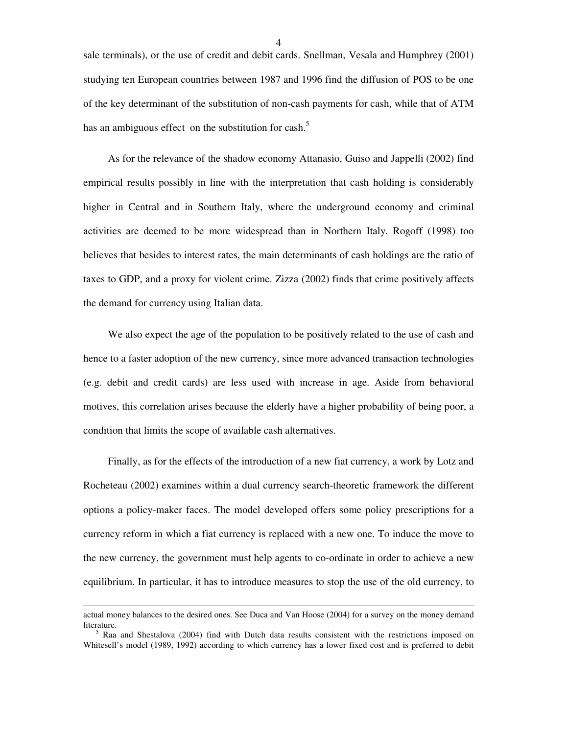sale terminals), or the use of credit and debit cards. Snellman, Vesala and Humphrey (2001) studying ten European countries between 1987 and 1996 find the diffusion of POS to be one of the key determinant of the substitution of non-cash payments for cash, while that of ATM has an ambiguous effect on the substitution for cash.[5]

As for the relevance of the shadow economy Attanasio, Guiso and Jappelli (2002) find empirical results possibly in line with the interpretation that cash holding is considerably higher in Central and in Southern Italy, where the underground economy and criminal activities are deemed to be more widespread than in Northern Italy. Rogoff (1998) too believes that besides to interest rates, the main determinants of cash holdings are the ratio of taxes to GDP, and a proxy for violent crime. Zizza (2002) finds that crime positively affects the demand for currency using Italian data.

We also expect the age of the population to be positively related to the use of cash and hence to a faster adoption of the new currency, since more advanced transaction technologies (e.g. debit and credit cards) are less used with increase in age. Aside from behavioral motives, this correlation arises because the elderly have a higher probability of being poor, a condition that limits the scope of available cash alternatives.

Finally, as for the effects of the introduction of a new fiat currency, a work by Lotz and Rocheteau (2002) examines within a dual currency search-theoretic framework the different options a policy-maker faces. The model developed offers some policy prescriptions for a currency reform in which a fiat currency is replaced with a new one. To induce the move to the new currency, the government must help agents to co-ordinate in order to achieve a new equilibrium. In particular, it has to introduce measures to stop the use of the old currency, to

---

actual money balances to the desired ones. See Duca and Van Hoose (2004) for a survey on the money demand literature.

[5] Raa and Shestalova (2004) find with Dutch data results consistent with the restrictions imposed on Whitesell's model (1989, 1992) according to which currency has a lower fixed cost and is preferred to debit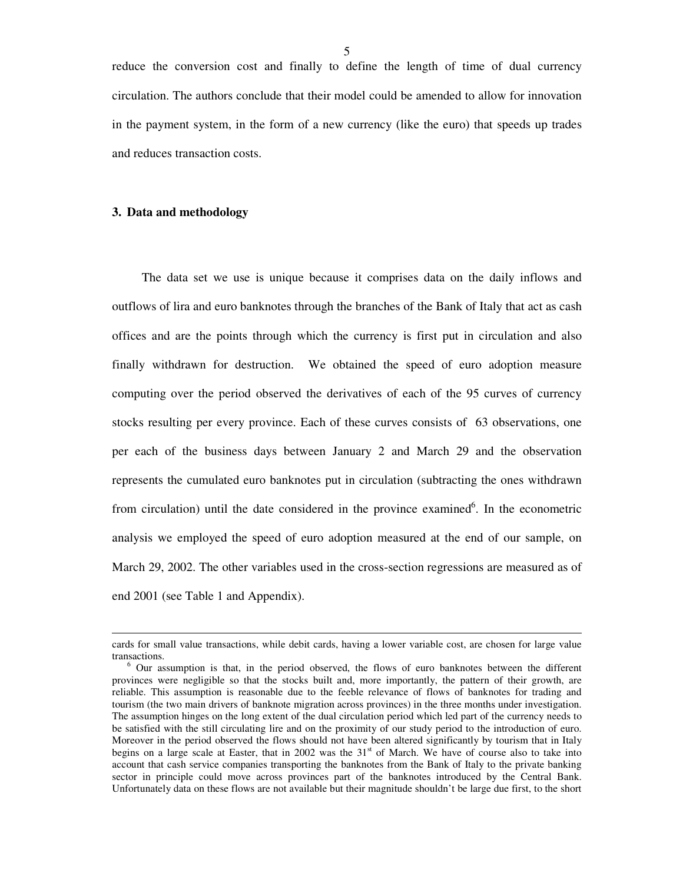reduce the conversion cost and finally to define the length of time of dual currency circulation. The authors conclude that their model could be amended to allow for innovation in the payment system, in the form of a new currency (like the euro) that speeds up trades and reduces transaction costs.

## 3. Data and methodology

The data set we use is unique because it comprises data on the daily inflows and outflows of lira and euro banknotes through the branches of the Bank of Italy that act as cash offices and are the points through which the currency is first put in circulation and also finally withdrawn for destruction. We obtained the speed of euro adoption measure computing over the period observed the derivatives of each of the 95 curves of currency stocks resulting per every province. Each of these curves consists of 63 observations, one per each of the business days between January 2 and March 29 and the observation represents the cumulated euro banknotes put in circulation (subtracting the ones withdrawn from circulation) until the date considered in the province examined[6]. In the econometric analysis we employed the speed of euro adoption measured at the end of our sample, on March 29, 2002. The other variables used in the cross-section regressions are measured as of end 2001 (see Table 1 and Appendix).

---

cards for small value transactions, while debit cards, having a lower variable cost, are chosen for large value transactions.

[6] Our assumption is that, in the period observed, the flows of euro banknotes between the different provinces were negligible so that the stocks built and, more importantly, the pattern of their growth, are reliable. This assumption is reasonable due to the feeble relevance of flows of banknotes for trading and tourism (the two main drivers of banknote migration across provinces) in the three months under investigation. The assumption hinges on the long extent of the dual circulation period which led part of the currency needs to be satisfied with the still circulating lire and on the proximity of our study period to the introduction of euro. Moreover in the period observed the flows should not have been altered significantly by tourism that in Italy begins on a large scale at Easter, that in 2002 was the 31st of March. We have of course also to take into account that cash service companies transporting the banknotes from the Bank of Italy to the private banking sector in principle could move across provinces part of the banknotes introduced by the Central Bank. Unfortunately data on these flows are not available but their magnitude shouldn't be large due first, to the short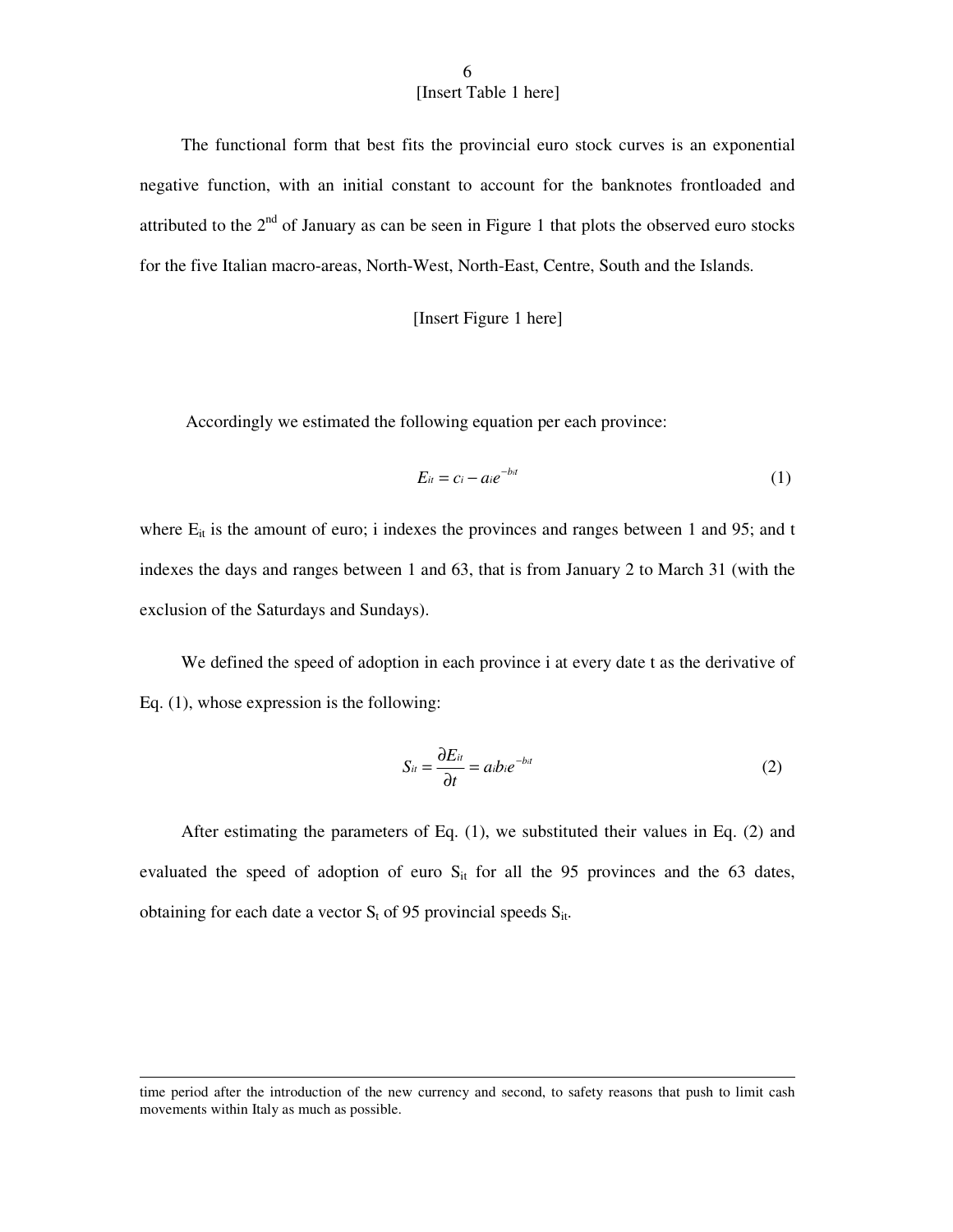[Insert Table 1 here]

The functional form that best fits the provincial euro stock curves is an exponential negative function, with an initial constant to account for the banknotes frontloaded and attributed to the 2nd of January as can be seen in Figure 1 that plots the observed euro stocks for the five Italian macro-areas, North-West, North-East, Centre, South and the Islands.

[Insert Figure 1 here]

Accordingly we estimated the following equation per each province:

$$E_{it} = c_i - a_i e^{-b_i t} \tag{1}$$

where $E_{it}$ is the amount of euro; i indexes the provinces and ranges between 1 and 95; and t indexes the days and ranges between 1 and 63, that is from January 2 to March 31 (with the exclusion of the Saturdays and Sundays).

We defined the speed of adoption in each province i at every date t as the derivative of Eq. (1), whose expression is the following:

$$S_{it} = \frac{\partial E_{it}}{\partial t} = a_i b_i e^{-b_i t} \tag{2}$$

After estimating the parameters of Eq. (1), we substituted their values in Eq. (2) and evaluated the speed of adoption of euro $S_{it}$ for all the 95 provinces and the 63 dates, obtaining for each date a vector $S_t$ of 95 provincial speeds $S_{it}$.

---

time period after the introduction of the new currency and second, to safety reasons that push to limit cash movements within Italy as much as possible.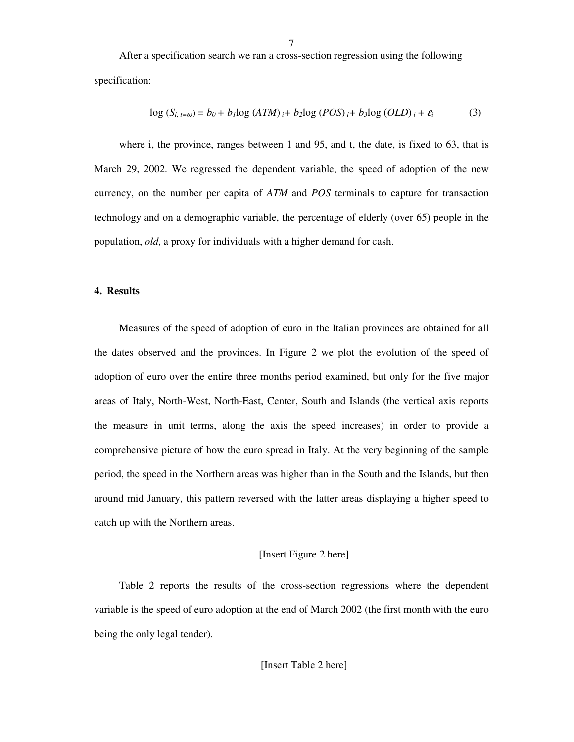After a specification search we ran a cross-section regression using the following specification:

$$\log (S_{i,\, t=63}) = b_0 + b_1 \log (ATM)_i + b_2 \log (POS)_i + b_3 \log (OLD)_i + \varepsilon_i \qquad (3)$$

where i, the province, ranges between 1 and 95, and t, the date, is fixed to 63, that is March 29, 2002. We regressed the dependent variable, the speed of adoption of the new currency, on the number per capita of *ATM* and *POS* terminals to capture for transaction technology and on a demographic variable, the percentage of elderly (over 65) people in the population, *old*, a proxy for individuals with a higher demand for cash.

## 4. Results

Measures of the speed of adoption of euro in the Italian provinces are obtained for all the dates observed and the provinces. In Figure 2 we plot the evolution of the speed of adoption of euro over the entire three months period examined, but only for the five major areas of Italy, North-West, North-East, Center, South and Islands (the vertical axis reports the measure in unit terms, along the axis the speed increases) in order to provide a comprehensive picture of how the euro spread in Italy. At the very beginning of the sample period, the speed in the Northern areas was higher than in the South and the Islands, but then around mid January, this pattern reversed with the latter areas displaying a higher speed to catch up with the Northern areas.

[Insert Figure 2 here]

Table 2 reports the results of the cross-section regressions where the dependent variable is the speed of euro adoption at the end of March 2002 (the first month with the euro being the only legal tender).

[Insert Table 2 here]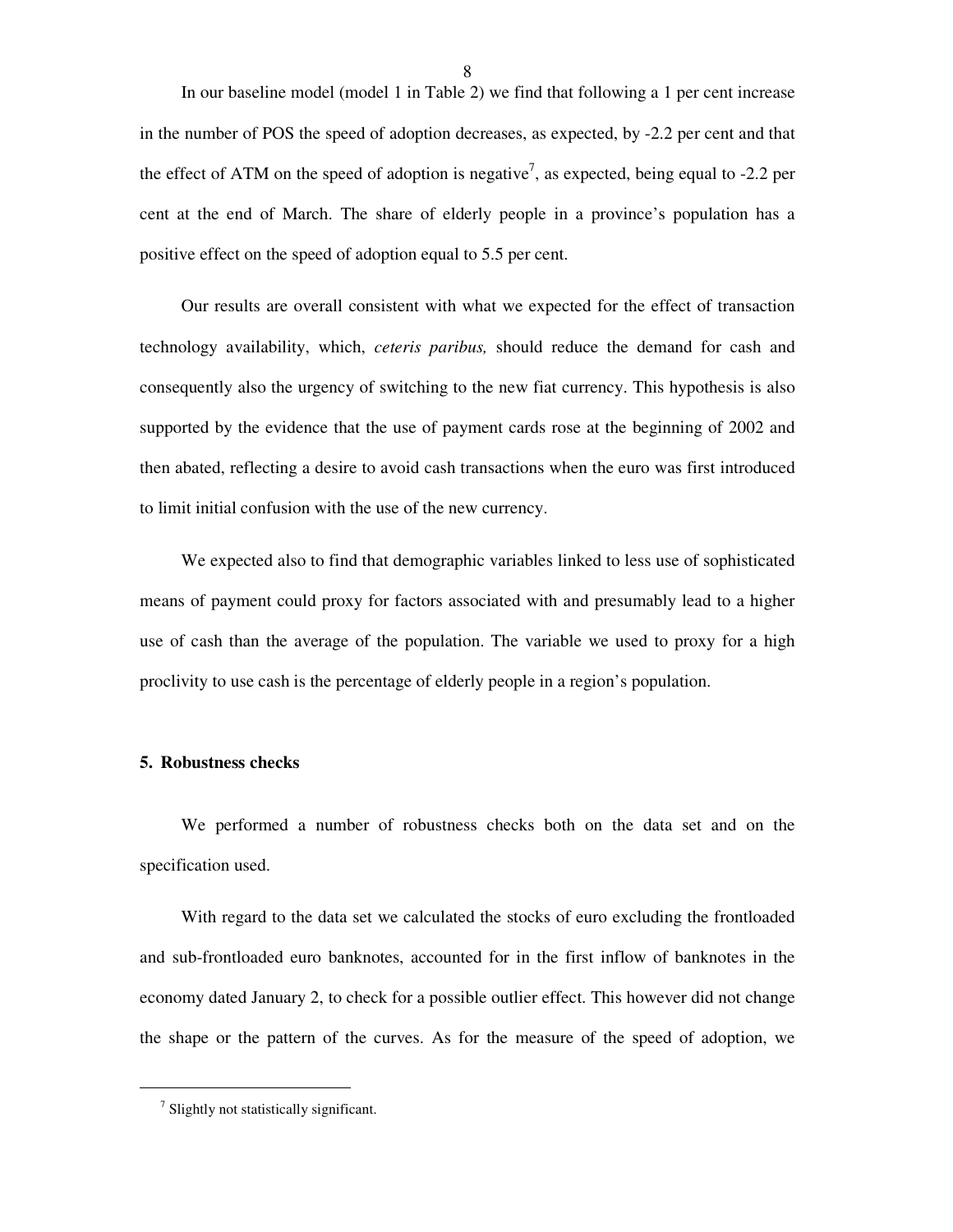In our baseline model (model 1 in Table 2) we find that following a 1 per cent increase in the number of POS the speed of adoption decreases, as expected, by -2.2 per cent and that the effect of ATM on the speed of adoption is negative[7], as expected, being equal to -2.2 per cent at the end of March. The share of elderly people in a province's population has a positive effect on the speed of adoption equal to 5.5 per cent.

Our results are overall consistent with what we expected for the effect of transaction technology availability, which, *ceteris paribus,* should reduce the demand for cash and consequently also the urgency of switching to the new fiat currency. This hypothesis is also supported by the evidence that the use of payment cards rose at the beginning of 2002 and then abated, reflecting a desire to avoid cash transactions when the euro was first introduced to limit initial confusion with the use of the new currency.

We expected also to find that demographic variables linked to less use of sophisticated means of payment could proxy for factors associated with and presumably lead to a higher use of cash than the average of the population. The variable we used to proxy for a high proclivity to use cash is the percentage of elderly people in a region's population.

## 5. Robustness checks

We performed a number of robustness checks both on the data set and on the specification used.

With regard to the data set we calculated the stocks of euro excluding the frontloaded and sub-frontloaded euro banknotes, accounted for in the first inflow of banknotes in the economy dated January 2, to check for a possible outlier effect. This however did not change the shape or the pattern of the curves. As for the measure of the speed of adoption, we

---

[7] Slightly not statistically significant.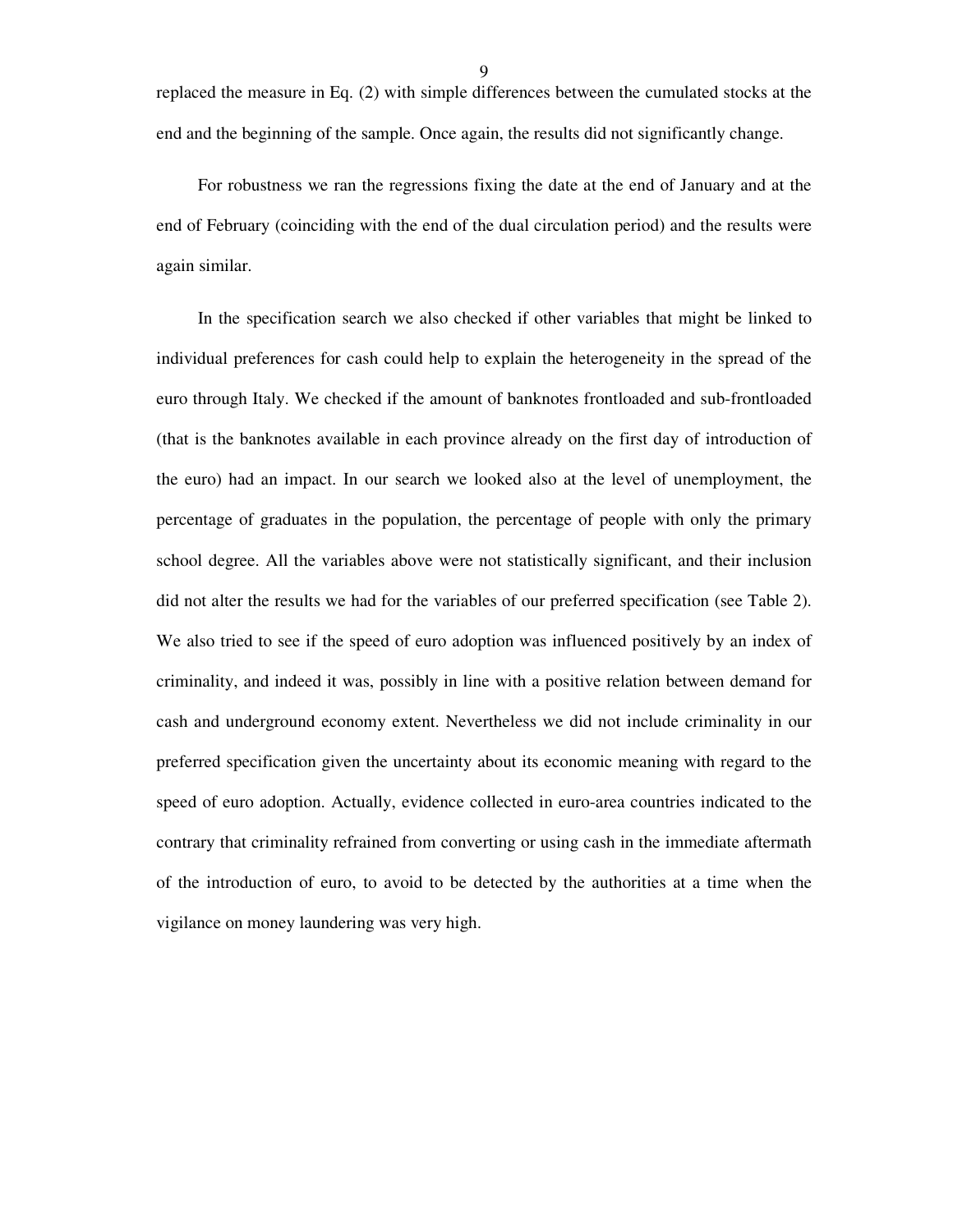replaced the measure in Eq. (2) with simple differences between the cumulated stocks at the end and the beginning of the sample. Once again, the results did not significantly change.

For robustness we ran the regressions fixing the date at the end of January and at the end of February (coinciding with the end of the dual circulation period) and the results were again similar.

In the specification search we also checked if other variables that might be linked to individual preferences for cash could help to explain the heterogeneity in the spread of the euro through Italy. We checked if the amount of banknotes frontloaded and sub-frontloaded (that is the banknotes available in each province already on the first day of introduction of the euro) had an impact. In our search we looked also at the level of unemployment, the percentage of graduates in the population, the percentage of people with only the primary school degree. All the variables above were not statistically significant, and their inclusion did not alter the results we had for the variables of our preferred specification (see Table 2). We also tried to see if the speed of euro adoption was influenced positively by an index of criminality, and indeed it was, possibly in line with a positive relation between demand for cash and underground economy extent. Nevertheless we did not include criminality in our preferred specification given the uncertainty about its economic meaning with regard to the speed of euro adoption. Actually, evidence collected in euro-area countries indicated to the contrary that criminality refrained from converting or using cash in the immediate aftermath of the introduction of euro, to avoid to be detected by the authorities at a time when the vigilance on money laundering was very high.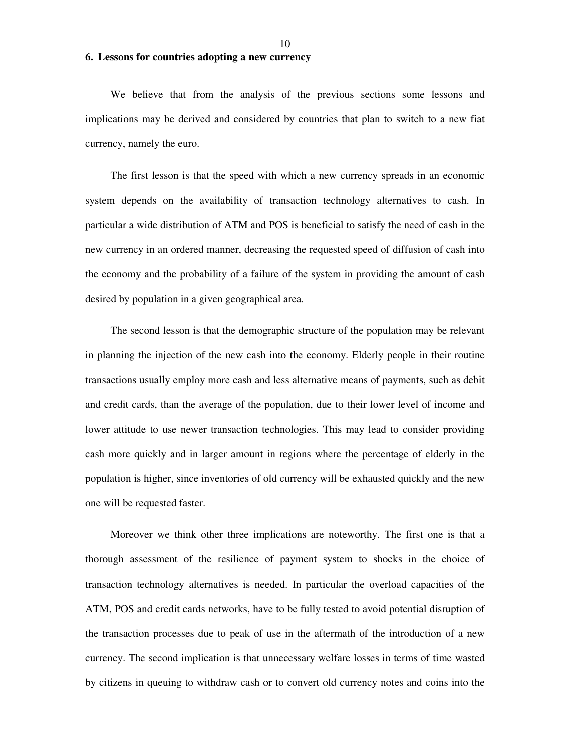## 6. Lessons for countries adopting a new currency

We believe that from the analysis of the previous sections some lessons and implications may be derived and considered by countries that plan to switch to a new fiat currency, namely the euro.

The first lesson is that the speed with which a new currency spreads in an economic system depends on the availability of transaction technology alternatives to cash. In particular a wide distribution of ATM and POS is beneficial to satisfy the need of cash in the new currency in an ordered manner, decreasing the requested speed of diffusion of cash into the economy and the probability of a failure of the system in providing the amount of cash desired by population in a given geographical area.

The second lesson is that the demographic structure of the population may be relevant in planning the injection of the new cash into the economy. Elderly people in their routine transactions usually employ more cash and less alternative means of payments, such as debit and credit cards, than the average of the population, due to their lower level of income and lower attitude to use newer transaction technologies. This may lead to consider providing cash more quickly and in larger amount in regions where the percentage of elderly in the population is higher, since inventories of old currency will be exhausted quickly and the new one will be requested faster.

Moreover we think other three implications are noteworthy. The first one is that a thorough assessment of the resilience of payment system to shocks in the choice of transaction technology alternatives is needed. In particular the overload capacities of the ATM, POS and credit cards networks, have to be fully tested to avoid potential disruption of the transaction processes due to peak of use in the aftermath of the introduction of a new currency. The second implication is that unnecessary welfare losses in terms of time wasted by citizens in queuing to withdraw cash or to convert old currency notes and coins into the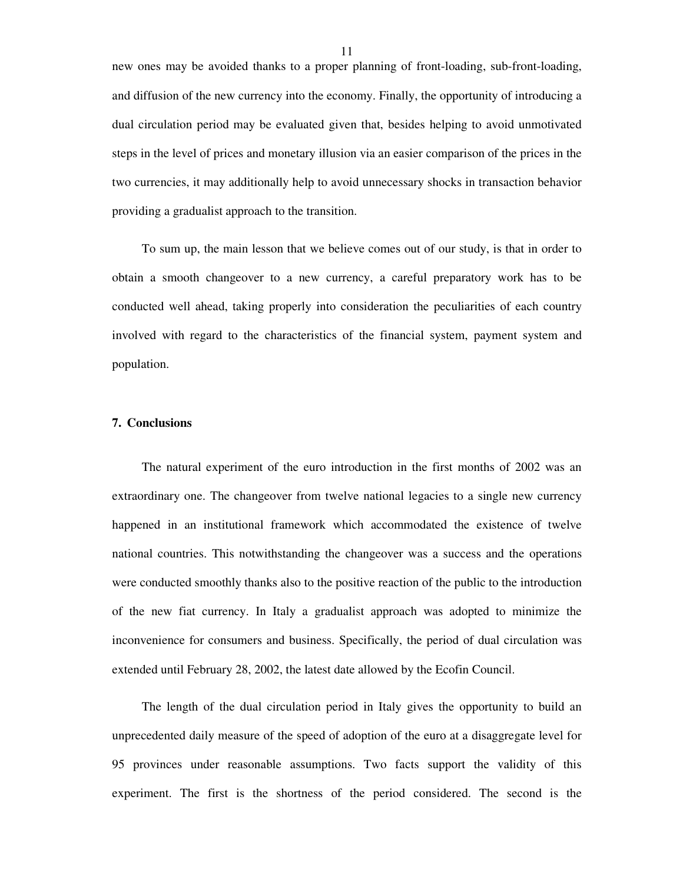new ones may be avoided thanks to a proper planning of front-loading, sub-front-loading, and diffusion of the new currency into the economy. Finally, the opportunity of introducing a dual circulation period may be evaluated given that, besides helping to avoid unmotivated steps in the level of prices and monetary illusion via an easier comparison of the prices in the two currencies, it may additionally help to avoid unnecessary shocks in transaction behavior providing a gradualist approach to the transition.

To sum up, the main lesson that we believe comes out of our study, is that in order to obtain a smooth changeover to a new currency, a careful preparatory work has to be conducted well ahead, taking properly into consideration the peculiarities of each country involved with regard to the characteristics of the financial system, payment system and population.

## 7. Conclusions

The natural experiment of the euro introduction in the first months of 2002 was an extraordinary one. The changeover from twelve national legacies to a single new currency happened in an institutional framework which accommodated the existence of twelve national countries. This notwithstanding the changeover was a success and the operations were conducted smoothly thanks also to the positive reaction of the public to the introduction of the new fiat currency. In Italy a gradualist approach was adopted to minimize the inconvenience for consumers and business. Specifically, the period of dual circulation was extended until February 28, 2002, the latest date allowed by the Ecofin Council.

The length of the dual circulation period in Italy gives the opportunity to build an unprecedented daily measure of the speed of adoption of the euro at a disaggregate level for 95 provinces under reasonable assumptions. Two facts support the validity of this experiment. The first is the shortness of the period considered. The second is the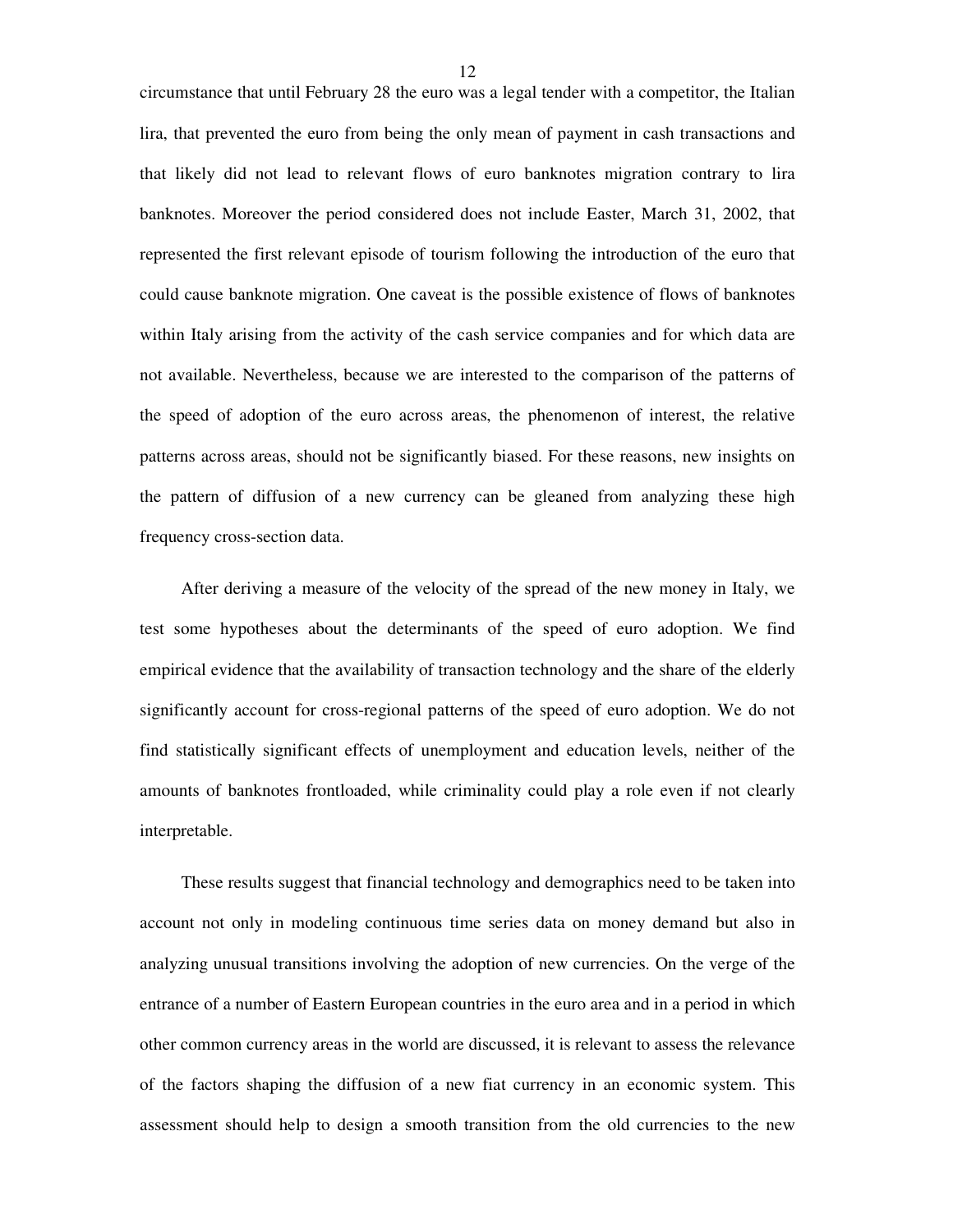circumstance that until February 28 the euro was a legal tender with a competitor, the Italian lira, that prevented the euro from being the only mean of payment in cash transactions and that likely did not lead to relevant flows of euro banknotes migration contrary to lira banknotes. Moreover the period considered does not include Easter, March 31, 2002, that represented the first relevant episode of tourism following the introduction of the euro that could cause banknote migration. One caveat is the possible existence of flows of banknotes within Italy arising from the activity of the cash service companies and for which data are not available. Nevertheless, because we are interested to the comparison of the patterns of the speed of adoption of the euro across areas, the phenomenon of interest, the relative patterns across areas, should not be significantly biased. For these reasons, new insights on the pattern of diffusion of a new currency can be gleaned from analyzing these high frequency cross-section data.

After deriving a measure of the velocity of the spread of the new money in Italy, we test some hypotheses about the determinants of the speed of euro adoption. We find empirical evidence that the availability of transaction technology and the share of the elderly significantly account for cross-regional patterns of the speed of euro adoption. We do not find statistically significant effects of unemployment and education levels, neither of the amounts of banknotes frontloaded, while criminality could play a role even if not clearly interpretable.

These results suggest that financial technology and demographics need to be taken into account not only in modeling continuous time series data on money demand but also in analyzing unusual transitions involving the adoption of new currencies. On the verge of the entrance of a number of Eastern European countries in the euro area and in a period in which other common currency areas in the world are discussed, it is relevant to assess the relevance of the factors shaping the diffusion of a new fiat currency in an economic system. This assessment should help to design a smooth transition from the old currencies to the new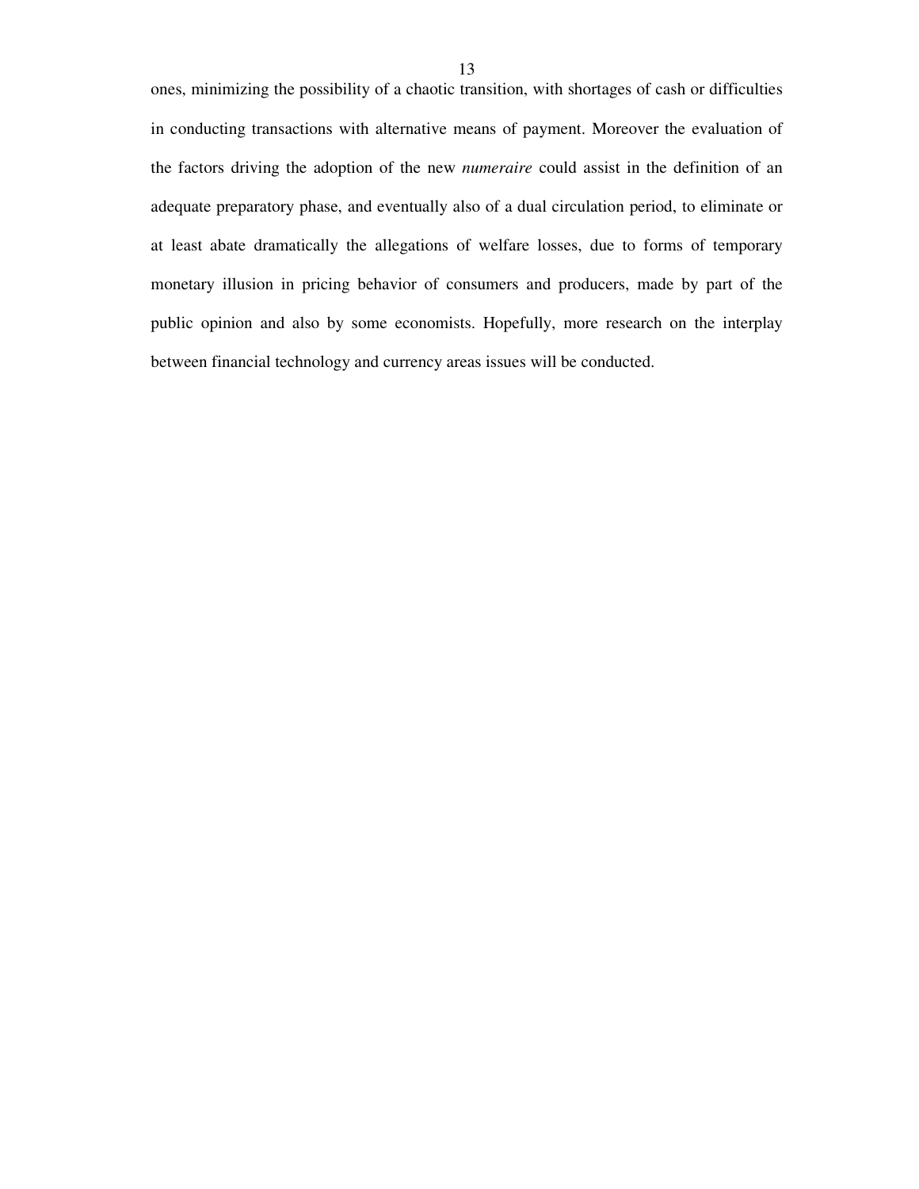ones, minimizing the possibility of a chaotic transition, with shortages of cash or difficulties in conducting transactions with alternative means of payment. Moreover the evaluation of the factors driving the adoption of the new *numeraire* could assist in the definition of an adequate preparatory phase, and eventually also of a dual circulation period, to eliminate or at least abate dramatically the allegations of welfare losses, due to forms of temporary monetary illusion in pricing behavior of consumers and producers, made by part of the public opinion and also by some economists. Hopefully, more research on the interplay between financial technology and currency areas issues will be conducted.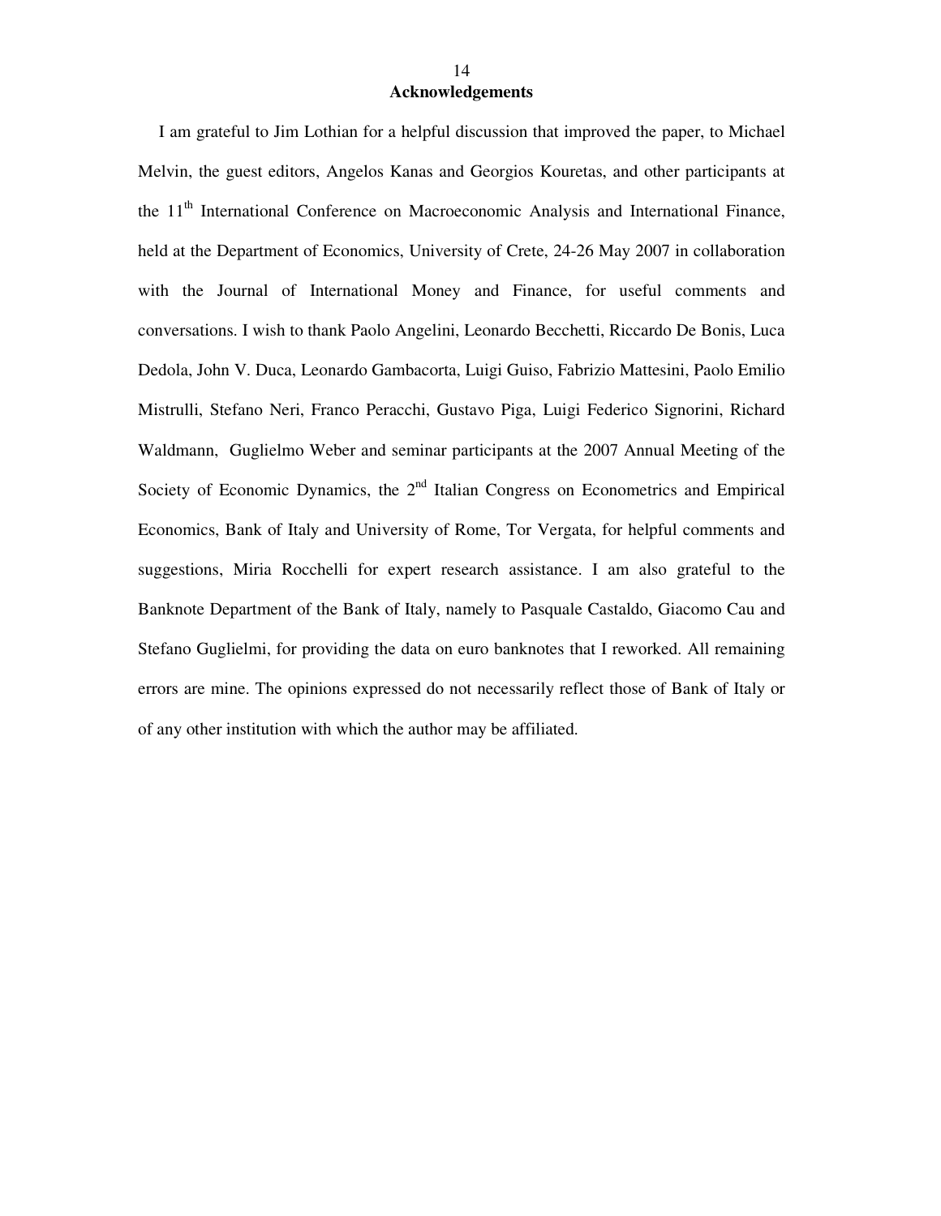## Acknowledgements

I am grateful to Jim Lothian for a helpful discussion that improved the paper, to Michael Melvin, the guest editors, Angelos Kanas and Georgios Kouretas, and other participants at the 11th International Conference on Macroeconomic Analysis and International Finance, held at the Department of Economics, University of Crete, 24-26 May 2007 in collaboration with the Journal of International Money and Finance, for useful comments and conversations. I wish to thank Paolo Angelini, Leonardo Becchetti, Riccardo De Bonis, Luca Dedola, John V. Duca, Leonardo Gambacorta, Luigi Guiso, Fabrizio Mattesini, Paolo Emilio Mistrulli, Stefano Neri, Franco Peracchi, Gustavo Piga, Luigi Federico Signorini, Richard Waldmann, Guglielmo Weber and seminar participants at the 2007 Annual Meeting of the Society of Economic Dynamics, the 2nd Italian Congress on Econometrics and Empirical Economics, Bank of Italy and University of Rome, Tor Vergata, for helpful comments and suggestions, Miria Rocchelli for expert research assistance. I am also grateful to the Banknote Department of the Bank of Italy, namely to Pasquale Castaldo, Giacomo Cau and Stefano Guglielmi, for providing the data on euro banknotes that I reworked. All remaining errors are mine. The opinions expressed do not necessarily reflect those of Bank of Italy or of any other institution with which the author may be affiliated.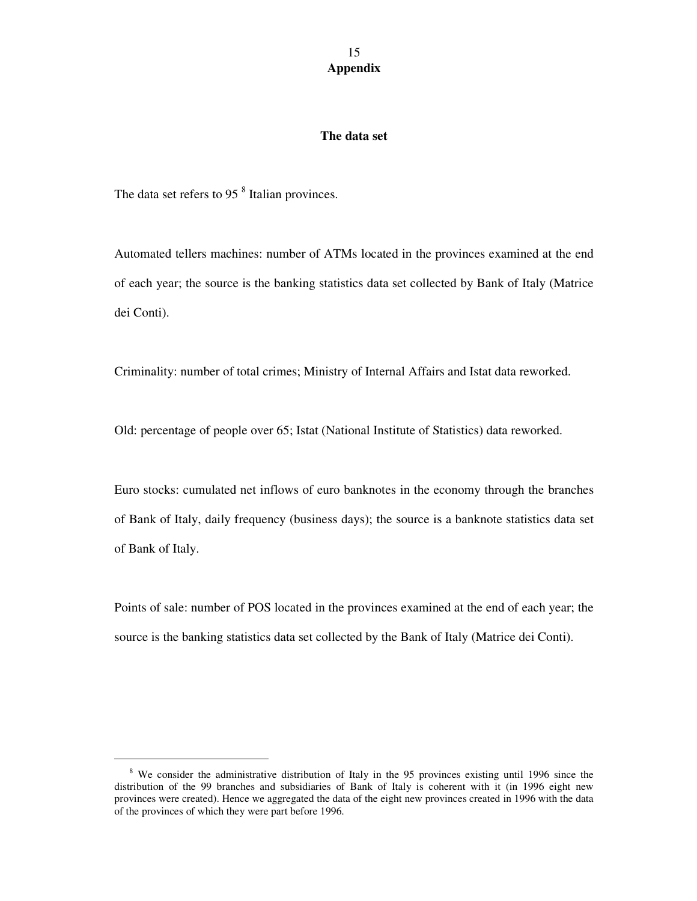# Appendix

## The data set

The data set refers to 95 [8] Italian provinces.

Automated tellers machines: number of ATMs located in the provinces examined at the end of each year; the source is the banking statistics data set collected by Bank of Italy (Matrice dei Conti).

Criminality: number of total crimes; Ministry of Internal Affairs and Istat data reworked.

Old: percentage of people over 65; Istat (National Institute of Statistics) data reworked.

Euro stocks: cumulated net inflows of euro banknotes in the economy through the branches of Bank of Italy, daily frequency (business days); the source is a banknote statistics data set of Bank of Italy.

Points of sale: number of POS located in the provinces examined at the end of each year; the source is the banking statistics data set collected by the Bank of Italy (Matrice dei Conti).

---

[8] We consider the administrative distribution of Italy in the 95 provinces existing until 1996 since the distribution of the 99 branches and subsidiaries of Bank of Italy is coherent with it (in 1996 eight new provinces were created). Hence we aggregated the data of the eight new provinces created in 1996 with the data of the provinces of which they were part before 1996.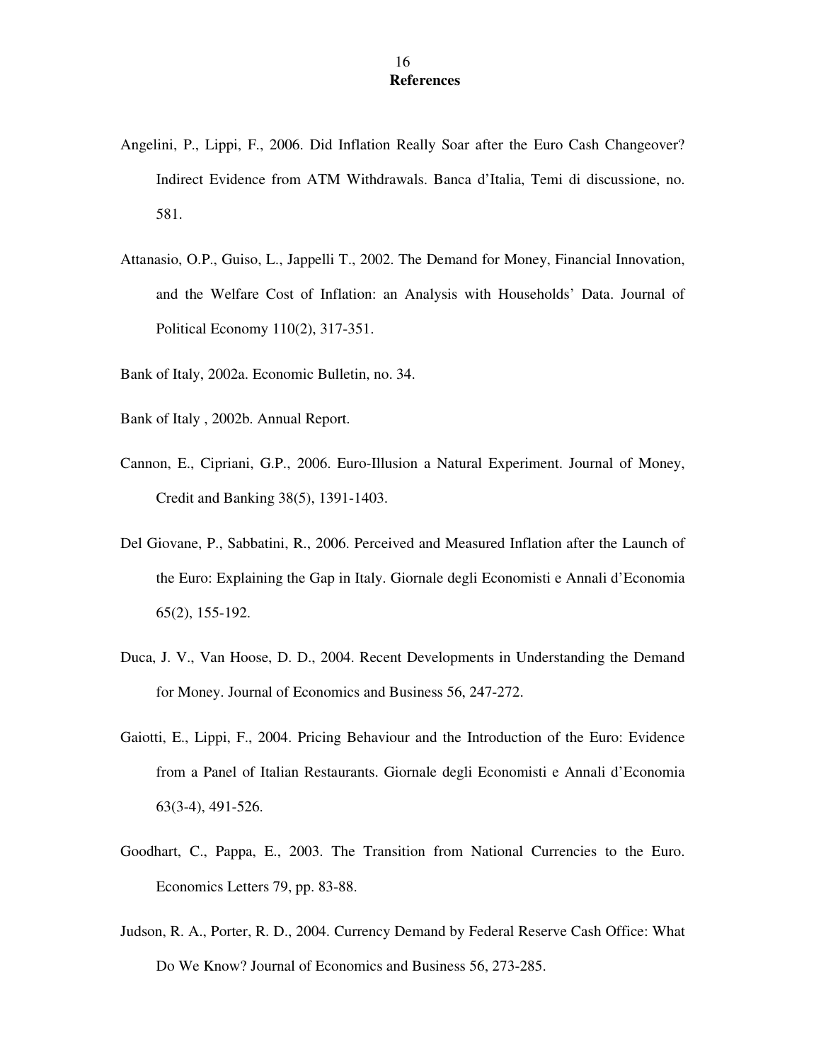## References

Angelini, P., Lippi, F., 2006. Did Inflation Really Soar after the Euro Cash Changeover? Indirect Evidence from ATM Withdrawals. Banca d'Italia, Temi di discussione, no. 581.

Attanasio, O.P., Guiso, L., Jappelli T., 2002. The Demand for Money, Financial Innovation, and the Welfare Cost of Inflation: an Analysis with Households' Data. Journal of Political Economy 110(2), 317-351.

Bank of Italy, 2002a. Economic Bulletin, no. 34.

Bank of Italy , 2002b. Annual Report.

Cannon, E., Cipriani, G.P., 2006. Euro-Illusion a Natural Experiment. Journal of Money, Credit and Banking 38(5), 1391-1403.

Del Giovane, P., Sabbatini, R., 2006. Perceived and Measured Inflation after the Launch of the Euro: Explaining the Gap in Italy. Giornale degli Economisti e Annali d'Economia 65(2), 155-192.

Duca, J. V., Van Hoose, D. D., 2004. Recent Developments in Understanding the Demand for Money. Journal of Economics and Business 56, 247-272.

Gaiotti, E., Lippi, F., 2004. Pricing Behaviour and the Introduction of the Euro: Evidence from a Panel of Italian Restaurants. Giornale degli Economisti e Annali d'Economia 63(3-4), 491-526.

Goodhart, C., Pappa, E., 2003. The Transition from National Currencies to the Euro. Economics Letters 79, pp. 83-88.

Judson, R. A., Porter, R. D., 2004. Currency Demand by Federal Reserve Cash Office: What Do We Know? Journal of Economics and Business 56, 273-285.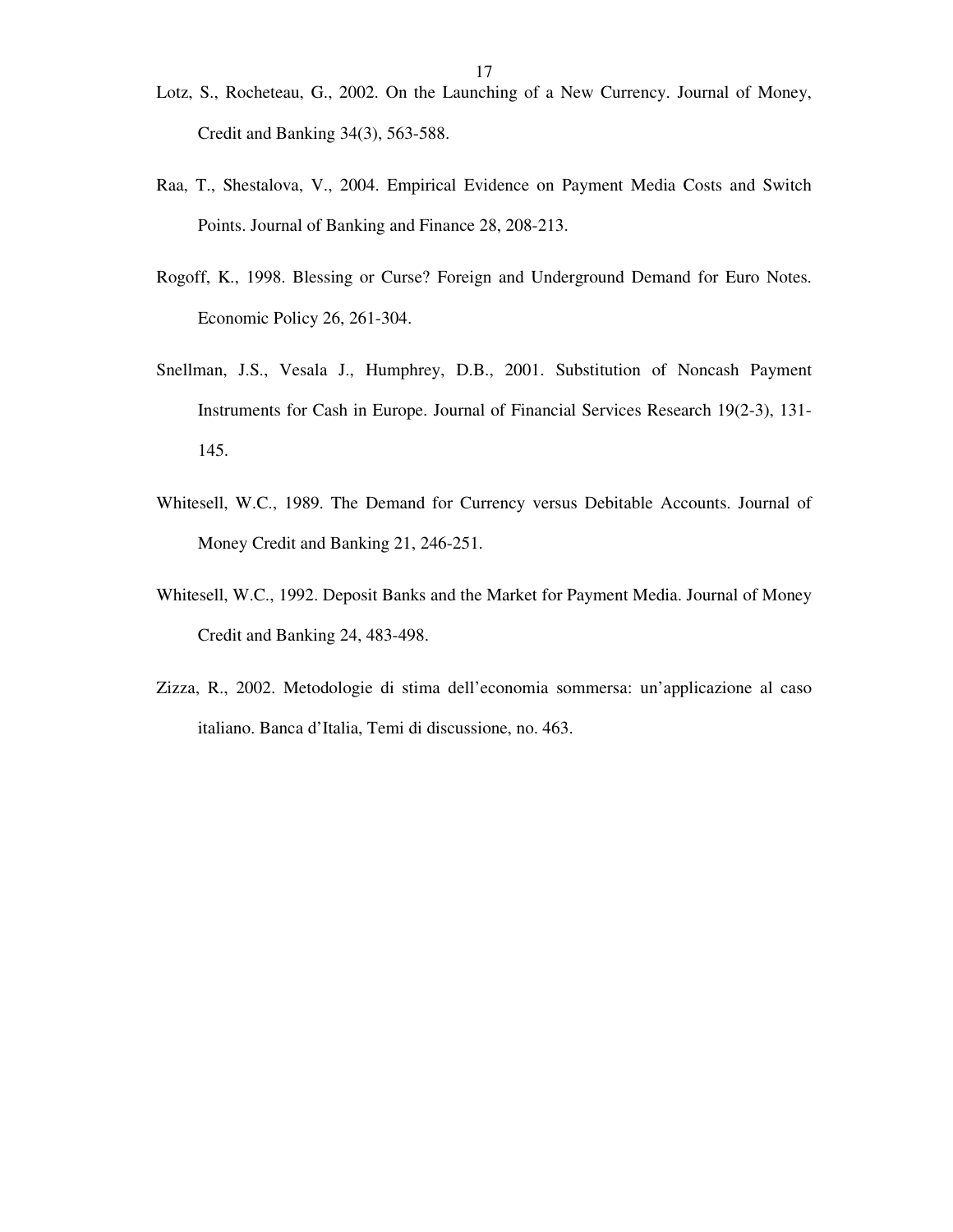Lotz, S., Rocheteau, G., 2002. On the Launching of a New Currency. Journal of Money, Credit and Banking 34(3), 563-588.

Raa, T., Shestalova, V., 2004. Empirical Evidence on Payment Media Costs and Switch Points. Journal of Banking and Finance 28, 208-213.

Rogoff, K., 1998. Blessing or Curse? Foreign and Underground Demand for Euro Notes. Economic Policy 26, 261-304.

Snellman, J.S., Vesala J., Humphrey, D.B., 2001. Substitution of Noncash Payment Instruments for Cash in Europe. Journal of Financial Services Research 19(2-3), 131-145.

Whitesell, W.C., 1989. The Demand for Currency versus Debitable Accounts. Journal of Money Credit and Banking 21, 246-251.

Whitesell, W.C., 1992. Deposit Banks and the Market for Payment Media. Journal of Money Credit and Banking 24, 483-498.

Zizza, R., 2002. Metodologie di stima dell'economia sommersa: un'applicazione al caso italiano. Banca d'Italia, Temi di discussione, no. 463.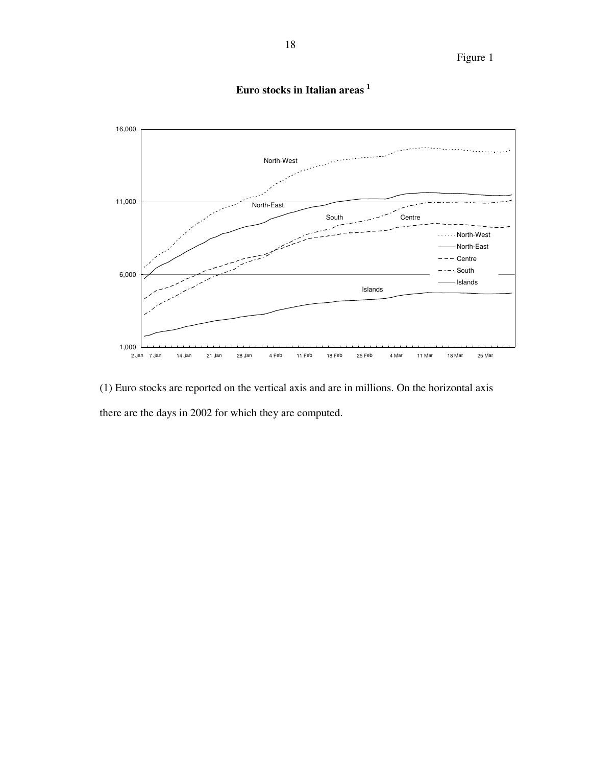Figure 1

**Euro stocks in Italian areas [1]**

(1) Euro stocks are reported on the vertical axis and are in millions. On the horizontal axis there are the days in 2002 for which they are computed.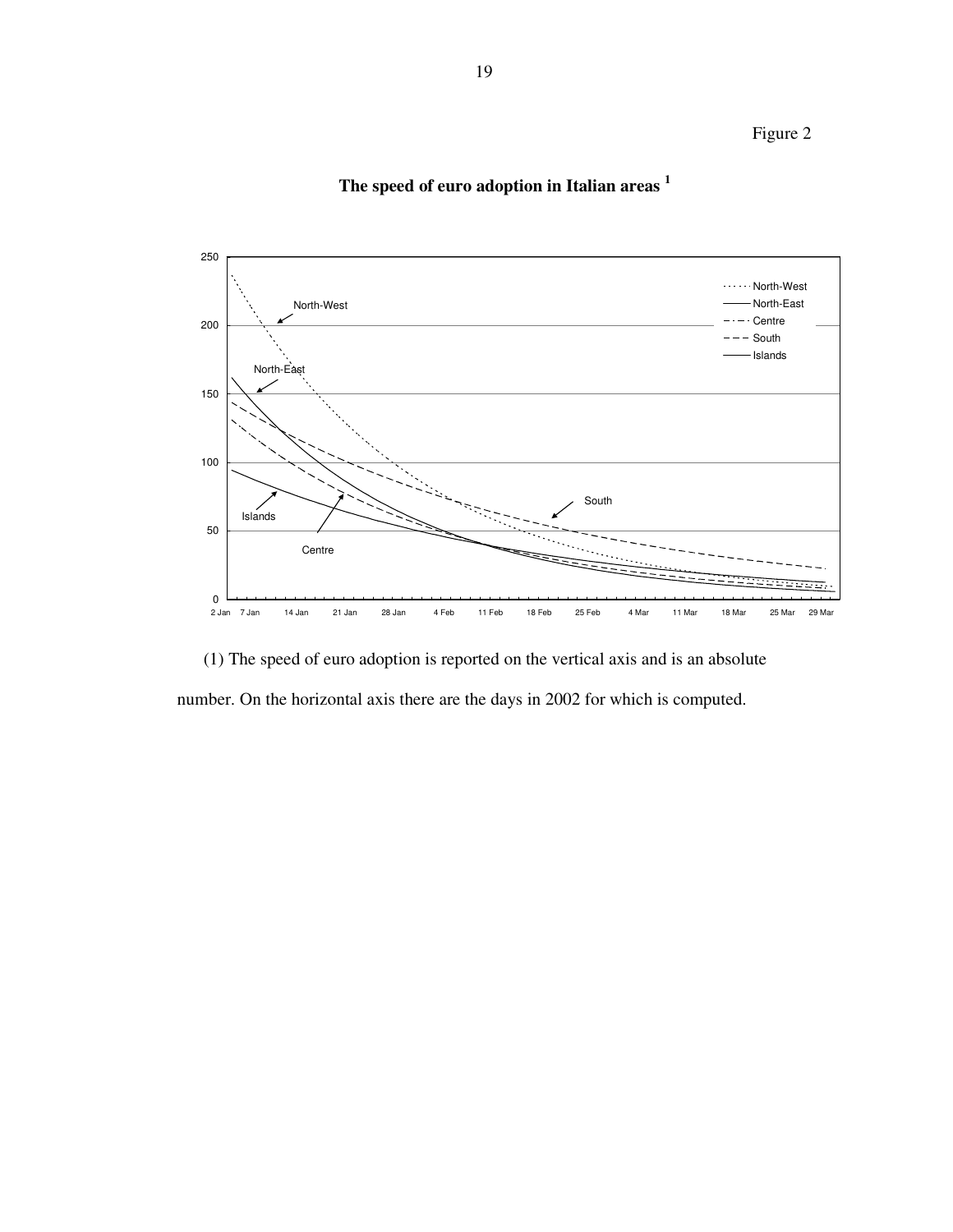Figure 2

**The speed of euro adoption in Italian areas [1]**

(1) The speed of euro adoption is reported on the vertical axis and is an absolute number. On the horizontal axis there are the days in 2002 for which is computed.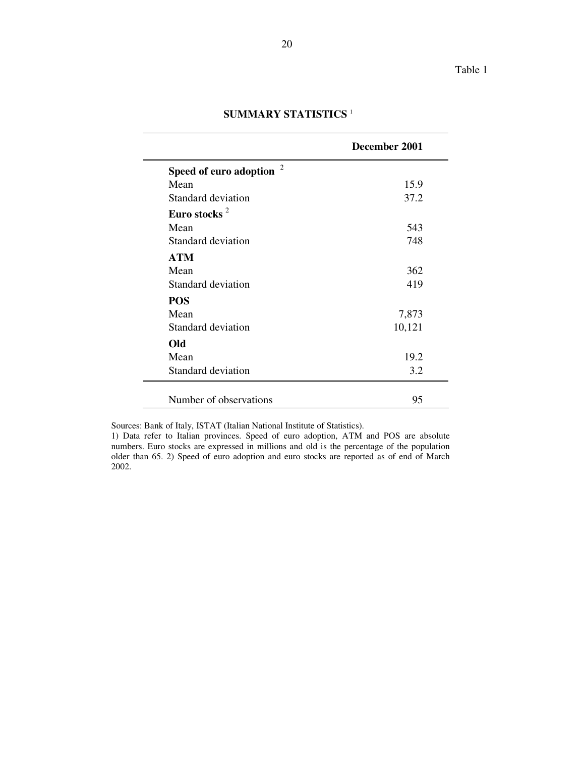Table 1

## SUMMARY STATISTICS [1]

| | December 2001 |
|---|---|
| **Speed of euro adoption** [2] | |
| Mean | 15.9 |
| Standard deviation | 37.2 |
| **Euro stocks** [2] | |
| Mean | 543 |
| Standard deviation | 748 |
| **ATM** | |
| Mean | 362 |
| Standard deviation | 419 |
| **POS** | |
| Mean | 7,873 |
| Standard deviation | 10,121 |
| **Old** | |
| Mean | 19.2 |
| Standard deviation | 3.2 |
| Number of observations | 95 |

Sources: Bank of Italy, ISTAT (Italian National Institute of Statistics).
1) Data refer to Italian provinces. Speed of euro adoption, ATM and POS are absolute numbers. Euro stocks are expressed in millions and old is the percentage of the population older than 65. 2) Speed of euro adoption and euro stocks are reported as of end of March 2002.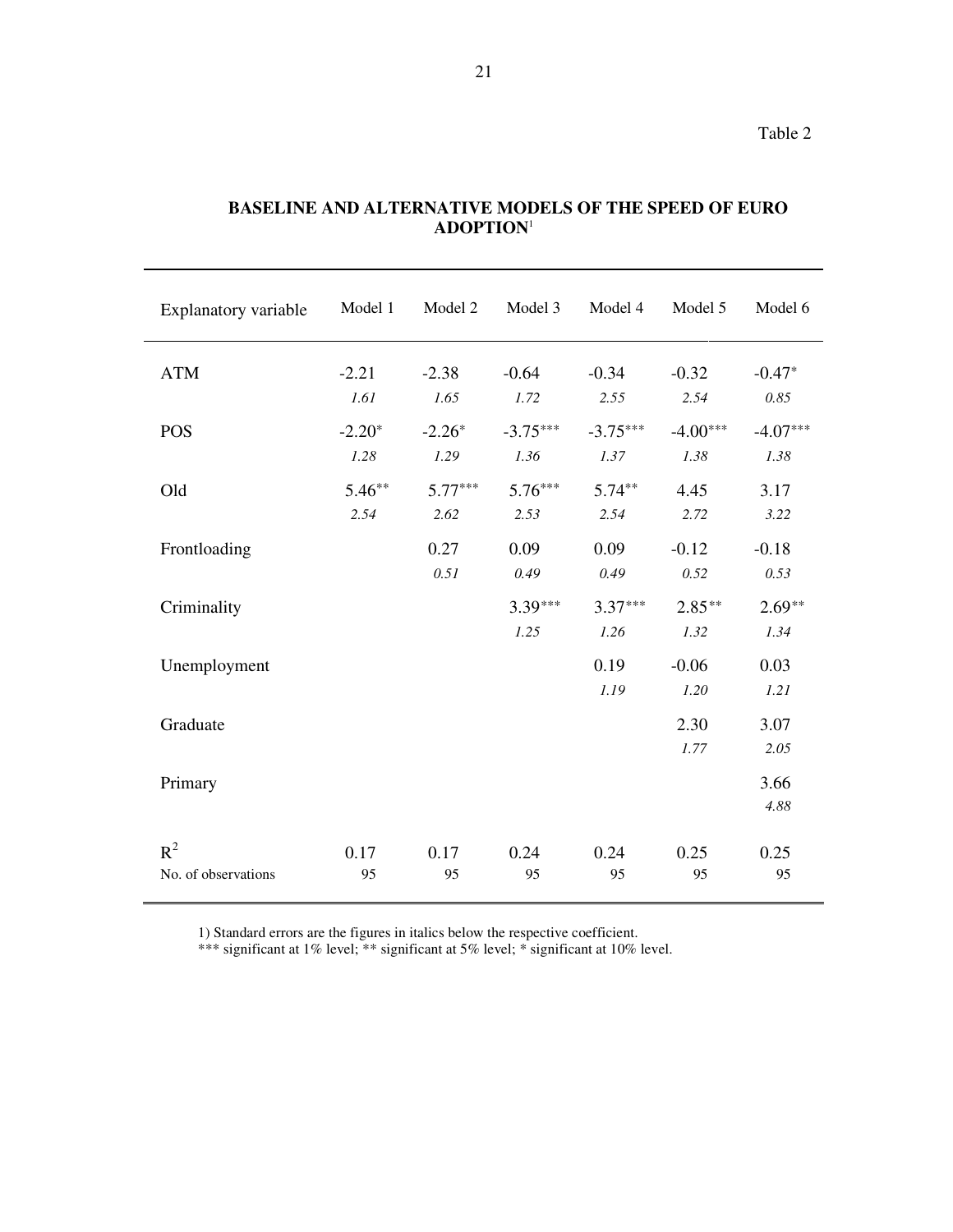Table 2

**BASELINE AND ALTERNATIVE MODELS OF THE SPEED OF EURO ADOPTION**[1]

| Explanatory variable | Model 1 | Model 2 | Model 3 | Model 4 | Model 5 | Model 6 |
|---|---|---|---|---|---|---|
| ATM | -2.21 | -2.38 | -0.64 | -0.34 | -0.32 | -0.47* |
| | *1.61* | *1.65* | *1.72* | *2.55* | *2.54* | *0.85* |
| POS | -2.20* | -2.26* | -3.75*** | -3.75*** | -4.00*** | -4.07*** |
| | *1.28* | *1.29* | *1.36* | *1.37* | *1.38* | *1.38* |
| Old | 5.46** | 5.77*** | 5.76*** | 5.74** | 4.45 | 3.17 |
| | *2.54* | *2.62* | *2.53* | *2.54* | *2.72* | *3.22* |
| Frontloading | | 0.27 | 0.09 | 0.09 | -0.12 | -0.18 |
| | | *0.51* | *0.49* | *0.49* | *0.52* | *0.53* |
| Criminality | | | 3.39*** | 3.37*** | 2.85** | 2.69** |
| | | | *1.25* | *1.26* | *1.32* | *1.34* |
| Unemployment | | | | 0.19 | -0.06 | 0.03 |
| | | | | *1.19* | *1.20* | *1.21* |
| Graduate | | | | | 2.30 | 3.07 |
| | | | | | *1.77* | *2.05* |
| Primary | | | | | | 3.66 |
| | | | | | | *4.88* |
| $R^2$ | 0.17 | 0.17 | 0.24 | 0.24 | 0.25 | 0.25 |
| No. of observations | 95 | 95 | 95 | 95 | 95 | 95 |

1) Standard errors are the figures in italics below the respective coefficient.
*** significant at 1% level; ** significant at 5% level; * significant at 10% level.